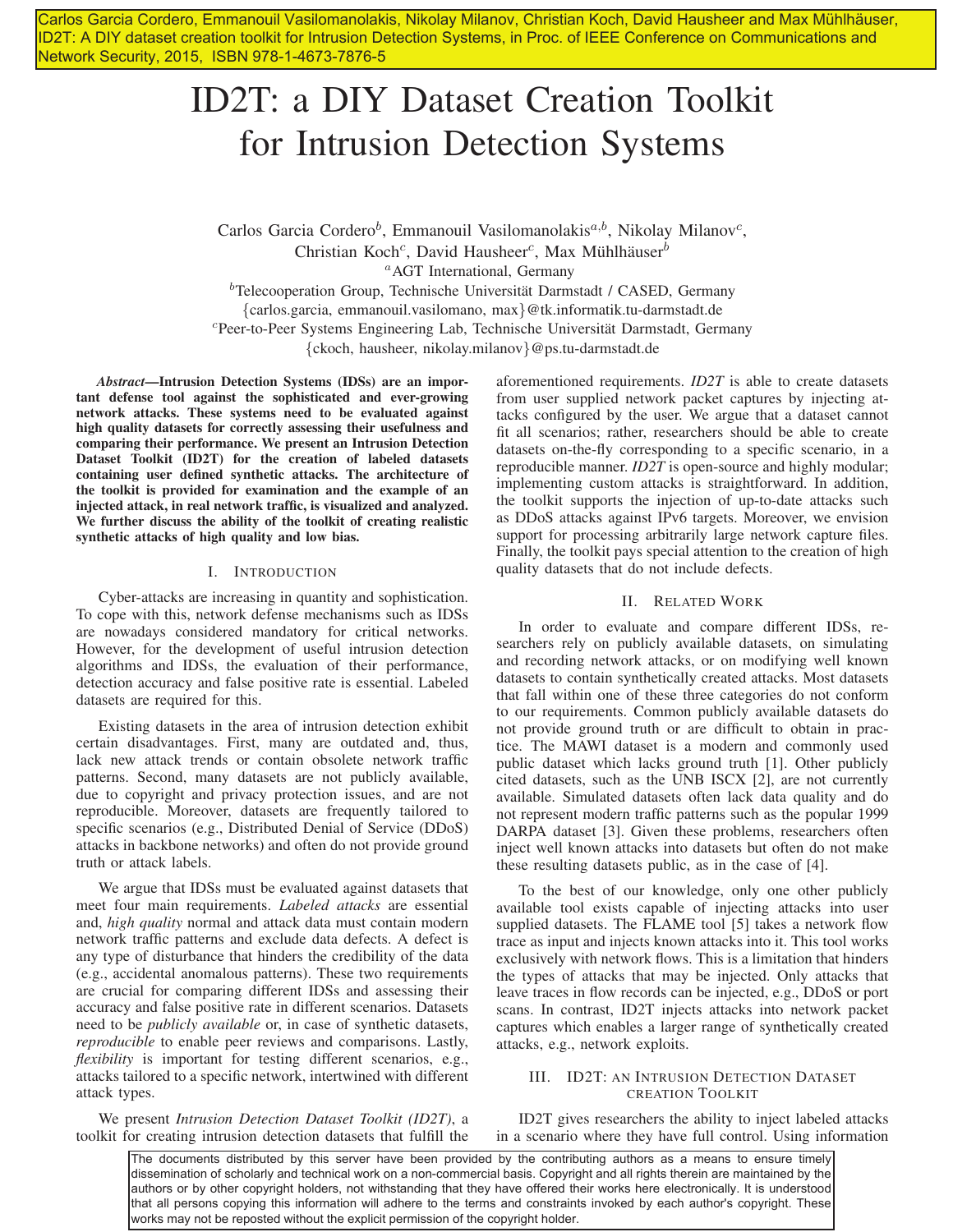Carlos Garcia Cordero, Emmanouil Vasilomanolakis, Nikolay Milanov, Christian Koch, David Hausheer and Max Mühlhäuser, ID2T: A DIY dataset creation toolkit for Intrusion Detection Systems, in Proc. of IEEE Conference on Communications and Network Security, 2015, ISBN 978-1-4673-7876-5

# ID2T: a DIY Dataset Creation Toolkit for Intrusion Detection Systems

Carlos Garcia Cordero[b], Emmanouil Vasilomanolakis[a,b], Nikolay Milanov[c], Christian Koch[c], David Hausheer[c], Max Mühlhäuser[b]

[a]AGT International, Germany

[b]Telecooperation Group, Technische Universität Darmstadt / CASED, Germany

{carlos.garcia, emmanouil.vasilomano, max}@tk.informatik.tu-darmstadt.de

[c]Peer-to-Peer Systems Engineering Lab, Technische Universität Darmstadt, Germany

{ckoch, hausheer, nikolay.milanov}@ps.tu-darmstadt.de

***Abstract*—Intrusion Detection Systems (IDSs) are an important defense tool against the sophisticated and ever-growing network attacks. These systems need to be evaluated against high quality datasets for correctly assessing their usefulness and comparing their performance. We present an Intrusion Detection Dataset Toolkit (ID2T) for the creation of labeled datasets containing user defined synthetic attacks. The architecture of the toolkit is provided for examination and the example of an injected attack, in real network traffic, is visualized and analyzed. We further discuss the ability of the toolkit of creating realistic synthetic attacks of high quality and low bias.**

## I. Introduction

Cyber-attacks are increasing in quantity and sophistication. To cope with this, network defense mechanisms such as IDSs are nowadays considered mandatory for critical networks. However, for the development of useful intrusion detection algorithms and IDSs, the evaluation of their performance, detection accuracy and false positive rate is essential. Labeled datasets are required for this.

Existing datasets in the area of intrusion detection exhibit certain disadvantages. First, many are outdated and, thus, lack new attack trends or contain obsolete network traffic patterns. Second, many datasets are not publicly available, due to copyright and privacy protection issues, and are not reproducible. Moreover, datasets are frequently tailored to specific scenarios (e.g., Distributed Denial of Service (DDoS) attacks in backbone networks) and often do not provide ground truth or attack labels.

We argue that IDSs must be evaluated against datasets that meet four main requirements. *Labeled attacks* are essential and, *high quality* normal and attack data must contain modern network traffic patterns and exclude data defects. A defect is any type of disturbance that hinders the credibility of the data (e.g., accidental anomalous patterns). These two requirements are crucial for comparing different IDSs and assessing their accuracy and false positive rate in different scenarios. Datasets need to be *publicly available* or, in case of synthetic datasets, *reproducible* to enable peer reviews and comparisons. Lastly, *flexibility* is important for testing different scenarios, e.g., attacks tailored to a specific network, intertwined with different attack types.

We present *Intrusion Detection Dataset Toolkit (ID2T)*, a toolkit for creating intrusion detection datasets that fulfill the aforementioned requirements. *ID2T* is able to create datasets from user supplied network packet captures by injecting attacks configured by the user. We argue that a dataset cannot fit all scenarios; rather, researchers should be able to create datasets on-the-fly corresponding to a specific scenario, in a reproducible manner. *ID2T* is open-source and highly modular; implementing custom attacks is straightforward. In addition, the toolkit supports the injection of up-to-date attacks such as DDoS attacks against IPv6 targets. Moreover, we envision support for processing arbitrarily large network capture files. Finally, the toolkit pays special attention to the creation of high quality datasets that do not include defects.

## II. Related Work

In order to evaluate and compare different IDSs, researchers rely on publicly available datasets, on simulating and recording network attacks, or on modifying well known datasets to contain synthetically created attacks. Most datasets that fall within one of these three categories do not conform to our requirements. Common publicly available datasets do not provide ground truth or are difficult to obtain in practice. The MAWI dataset is a modern and commonly used public dataset which lacks ground truth [1]. Other publicly cited datasets, such as the UNB ISCX [2], are not currently available. Simulated datasets often lack data quality and do not represent modern traffic patterns such as the popular 1999 DARPA dataset [3]. Given these problems, researchers often inject well known attacks into datasets but often do not make these resulting datasets public, as in the case of [4].

To the best of our knowledge, only one other publicly available tool exists capable of injecting attacks into user supplied datasets. The FLAME tool [5] takes a network flow trace as input and injects known attacks into it. This tool works exclusively with network flows. This is a limitation that hinders the types of attacks that may be injected. Only attacks that leave traces in flow records can be injected, e.g., DDoS or port scans. In contrast, ID2T injects attacks into network packet captures which enables a larger range of synthetically created attacks, e.g., network exploits.

## III. ID2T: an Intrusion Detection Dataset Creation Toolkit

ID2T gives researchers the ability to inject labeled attacks in a scenario where they have full control. Using information

The documents distributed by this server have been provided by the contributing authors as a means to ensure timely dissemination of scholarly and technical work on a non-commercial basis. Copyright and all rights therein are maintained by the authors or by other copyright holders, not withstanding that they have offered their works here electronically. It is understood that all persons copying this information will adhere to the terms and constraints invoked by each author's copyright. These works may not be reposted without the explicit permission of the copyright holder.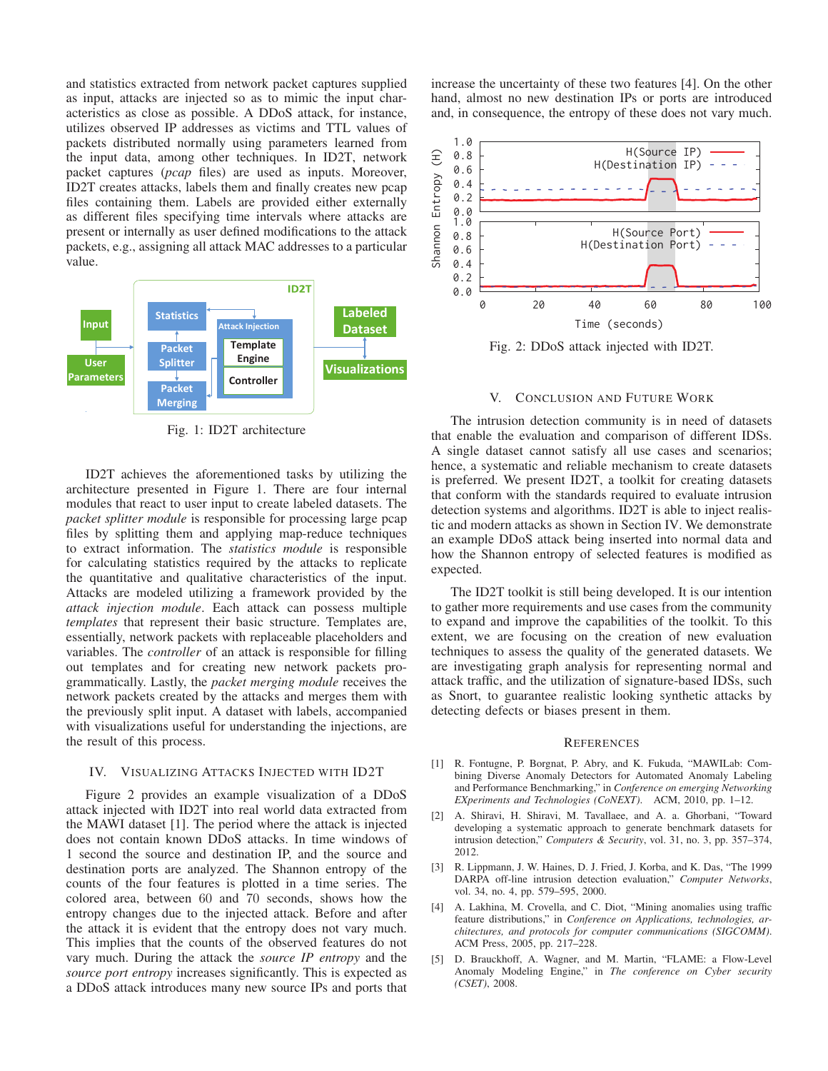and statistics extracted from network packet captures supplied as input, attacks are injected so as to mimic the input characteristics as close as possible. A DDoS attack, for instance, utilizes observed IP addresses as victims and TTL values of packets distributed normally using parameters learned from the input data, among other techniques. In ID2T, network packet captures (*pcap* files) are used as inputs. Moreover, ID2T creates attacks, labels them and finally creates new pcap files containing them. Labels are provided either externally as different files specifying time intervals where attacks are present or internally as user defined modifications to the attack packets, e.g., assigning all attack MAC addresses to a particular value.

ID2T
Input
User Parameters
Statistics
Packet Splitter
Packet Merging
Attack Injection
Template Engine
Controller
Labeled Dataset
Visualizations

Fig. 1: ID2T architecture

ID2T achieves the aforementioned tasks by utilizing the architecture presented in Figure 1. There are four internal modules that react to user input to create labeled datasets. The *packet splitter module* is responsible for processing large pcap files by splitting them and applying map-reduce techniques to extract information. The *statistics module* is responsible for calculating statistics required by the attacks to replicate the quantitative and qualitative characteristics of the input. Attacks are modeled utilizing a framework provided by the *attack injection module*. Each attack can possess multiple *templates* that represent their basic structure. Templates are, essentially, network packets with replaceable placeholders and variables. The *controller* of an attack is responsible for filling out templates and for creating new network packets programmatically. Lastly, the *packet merging module* receives the network packets created by the attacks and merges them with the previously split input. A dataset with labels, accompanied with visualizations useful for understanding the injections, are the result of this process.

## IV. Visualizing Attacks Injected with ID2T

Figure 2 provides an example visualization of a DDoS attack injected with ID2T into real world data extracted from the MAWI dataset [1]. The period where the attack is injected does not contain known DDoS attacks. In time windows of 1 second the source and destination IP, and the source and destination ports are analyzed. The Shannon entropy of the counts of the four features is plotted in a time series. The colored area, between 60 and 70 seconds, shows how the entropy changes due to the injected attack. Before and after the attack it is evident that the entropy does not vary much. This implies that the counts of the observed features do not vary much. During the attack the *source IP entropy* and the *source port entropy* increases significantly. This is expected as a DDoS attack introduces many new source IPs and ports that increase the uncertainty of these two features [4]. On the other hand, almost no new destination IPs or ports are introduced and, in consequence, the entropy of these does not vary much.

Shannon Entropy (H)
H(Source IP)
H(Destination IP)
H(Source Port)
H(Destination Port)
1.0
0.8
0.6
0.4
0.2
0.0
0
20
40
60
80
100
Time (seconds)

Fig. 2: DDoS attack injected with ID2T.

## V. Conclusion and Future Work

The intrusion detection community is in need of datasets that enable the evaluation and comparison of different IDSs. A single dataset cannot satisfy all use cases and scenarios; hence, a systematic and reliable mechanism to create datasets is preferred. We present ID2T, a toolkit for creating datasets that conform with the standards required to evaluate intrusion detection systems and algorithms. ID2T is able to inject realistic and modern attacks as shown in Section IV. We demonstrate an example DDoS attack being inserted into normal data and how the Shannon entropy of selected features is modified as expected.

The ID2T toolkit is still being developed. It is our intention to gather more requirements and use cases from the community to expand and improve the capabilities of the toolkit. To this extent, we are focusing on the creation of new evaluation techniques to assess the quality of the generated datasets. We are investigating graph analysis for representing normal and attack traffic, and the utilization of signature-based IDSs, such as Snort, to guarantee realistic looking synthetic attacks by detecting defects or biases present in them.

## References

[1] R. Fontugne, P. Borgnat, P. Abry, and K. Fukuda, "MAWILab: Combining Diverse Anomaly Detectors for Automated Anomaly Labeling and Performance Benchmarking," in *Conference on emerging Networking EXperiments and Technologies (CoNEXT)*. ACM, 2010, pp. 1–12.

[2] A. Shiravi, H. Shiravi, M. Tavallaee, and A. a. Ghorbani, "Toward developing a systematic approach to generate benchmark datasets for intrusion detection," *Computers & Security*, vol. 31, no. 3, pp. 357–374, 2012.

[3] R. Lippmann, J. W. Haines, D. J. Fried, J. Korba, and K. Das, "The 1999 DARPA off-line intrusion detection evaluation," *Computer Networks*, vol. 34, no. 4, pp. 579–595, 2000.

[4] A. Lakhina, M. Crovella, and C. Diot, "Mining anomalies using traffic feature distributions," in *Conference on Applications, technologies, architectures, and protocols for computer communications (SIGCOMM)*. ACM Press, 2005, pp. 217–228.

[5] D. Brauckhoff, A. Wagner, and M. Martin, "FLAME: a Flow-Level Anomaly Modeling Engine," in *The conference on Cyber security (CSET)*, 2008.